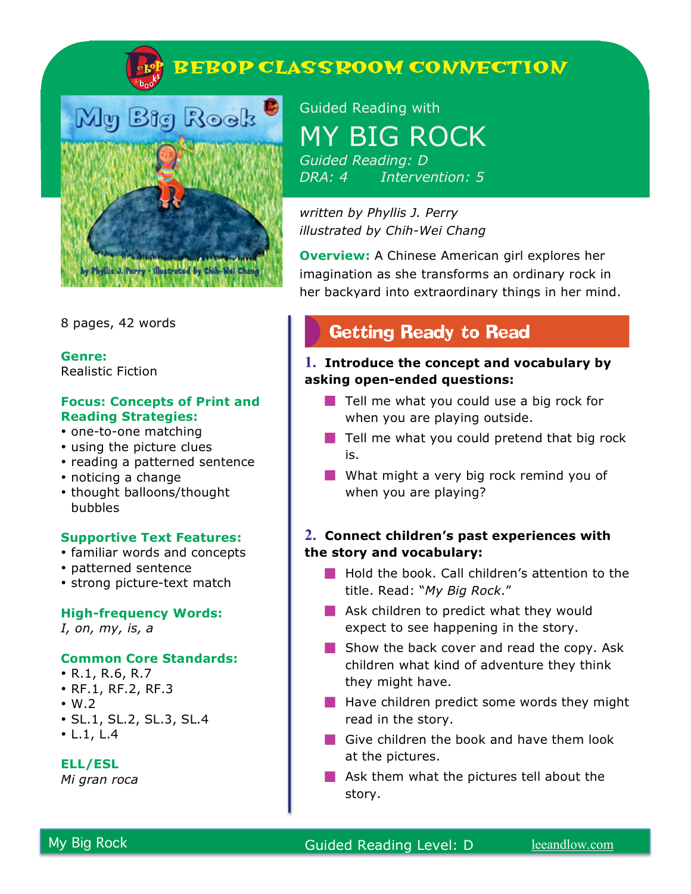# BEBOP CLASSROOM CONNECTION

Guided Reading with

## MY BIG ROCK

*Guided Reading: D*
*DRA: 4 Intervention: 5*

*written by Phyllis J. Perry*
*illustrated by Chih-Wei Chang*

**Overview:** A Chinese American girl explores her imagination as she transforms an ordinary rock in her backyard into extraordinary things in her mind.

8 pages, 42 words

**Genre:**
Realistic Fiction

**Focus: Concepts of Print and Reading Strategies:**
- one-to-one matching
- using the picture clues
- reading a patterned sentence
- noticing a change
- thought balloons/thought bubbles

**Supportive Text Features:**
- familiar words and concepts
- patterned sentence
- strong picture-text match

**High-frequency Words:**
*I, on, my, is, a*

**Common Core Standards:**
- R.1, R.6, R.7
- RF.1, RF.2, RF.3
- W.2
- SL.1, SL.2, SL.3, SL.4
- L.1, L.4

**ELL/ESL**
*Mi gran roca*

## Getting Ready to Read

**1. Introduce the concept and vocabulary by asking open-ended questions:**

- Tell me what you could use a big rock for when you are playing outside.
- Tell me what you could pretend that big rock is.
- What might a very big rock remind you of when you are playing?

**2. Connect children's past experiences with the story and vocabulary:**

- Hold the book. Call children's attention to the title. Read: "*My Big Rock*."
- Ask children to predict what they would expect to see happening in the story.
- Show the back cover and read the copy. Ask children what kind of adventure they think they might have.
- Have children predict some words they might read in the story.
- Give children the book and have them look at the pictures.
- Ask them what the pictures tell about the story.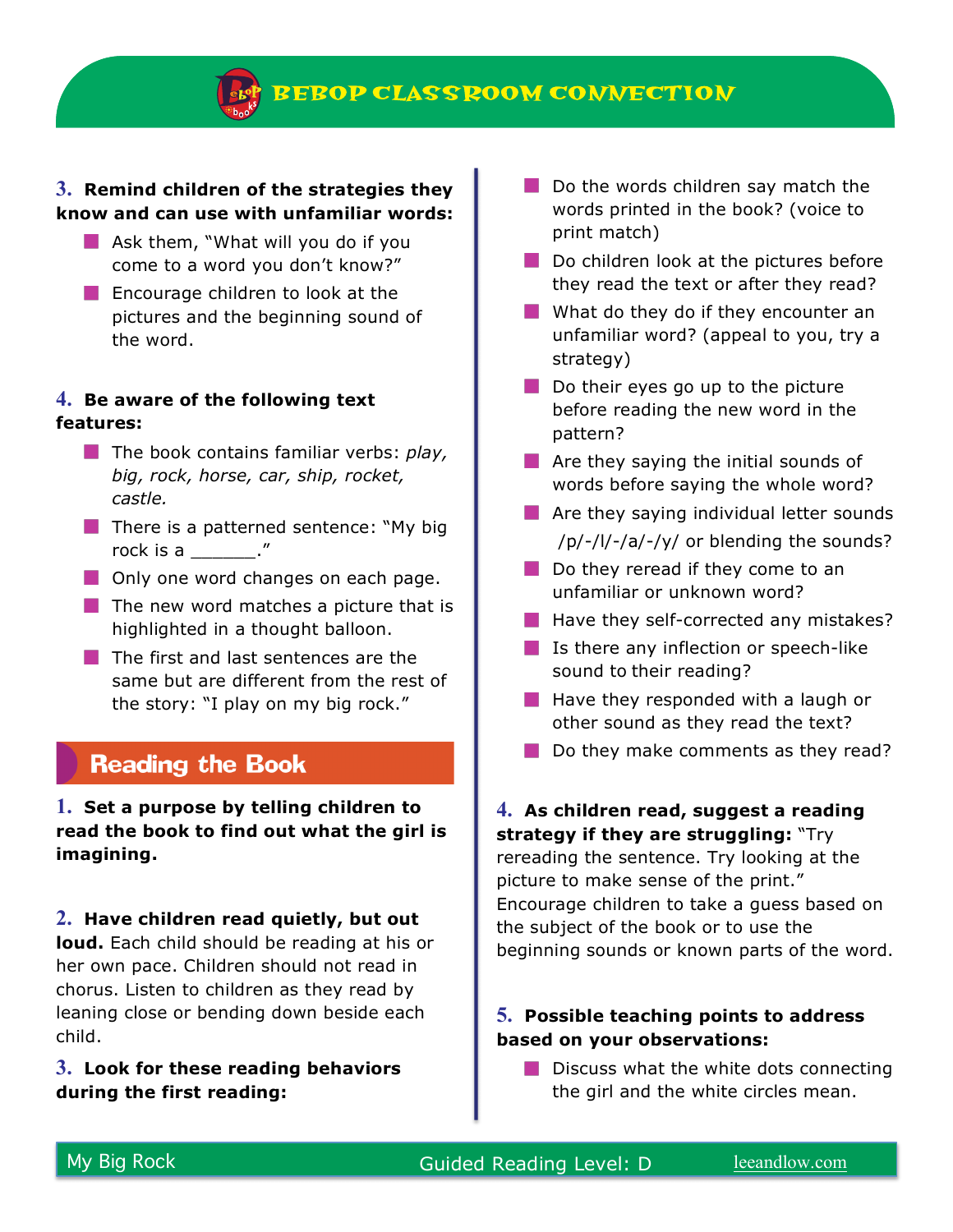**3. Remind children of the strategies they know and can use with unfamiliar words:**

- Ask them, "What will you do if you come to a word you don't know?"
- Encourage children to look at the pictures and the beginning sound of the word.

**4. Be aware of the following text features:**

- The book contains familiar verbs: *play, big, rock, horse, car, ship, rocket, castle.*
- There is a patterned sentence: "My big rock is a ______."
- Only one word changes on each page.
- The new word matches a picture that is highlighted in a thought balloon.
- The first and last sentences are the same but are different from the rest of the story: "I play on my big rock."

## Reading the Book

**1. Set a purpose by telling children to read the book to find out what the girl is imagining.**

**2. Have children read quietly, but out loud.** Each child should be reading at his or her own pace. Children should not read in chorus. Listen to children as they read by leaning close or bending down beside each child.

**3. Look for these reading behaviors during the first reading:**

- Do the words children say match the words printed in the book? (voice to print match)
- Do children look at the pictures before they read the text or after they read?
- What do they do if they encounter an unfamiliar word? (appeal to you, try a strategy)
- Do their eyes go up to the picture before reading the new word in the pattern?
- Are they saying the initial sounds of words before saying the whole word?
- Are they saying individual letter sounds /p/-/l/-/a/-/y/ or blending the sounds?
- Do they reread if they come to an unfamiliar or unknown word?
- Have they self-corrected any mistakes?
- Is there any inflection or speech-like sound to their reading?
- Have they responded with a laugh or other sound as they read the text?
- Do they make comments as they read?

**4. As children read, suggest a reading strategy if they are struggling:** "Try rereading the sentence. Try looking at the picture to make sense of the print." Encourage children to take a guess based on the subject of the book or to use the beginning sounds or known parts of the word.

**5. Possible teaching points to address based on your observations:**

- Discuss what the white dots connecting the girl and the white circles mean.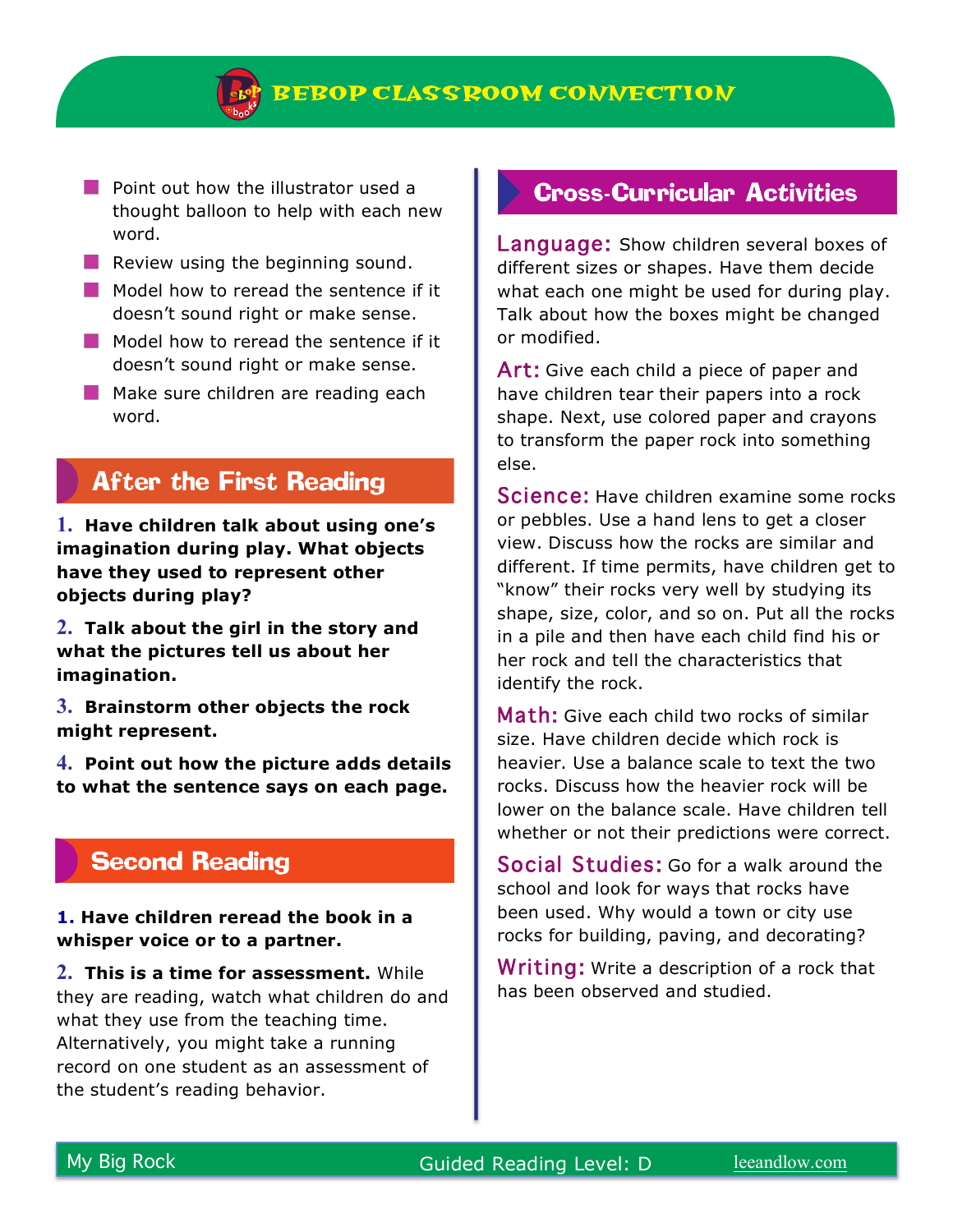- Point out how the illustrator used a thought balloon to help with each new word.
- Review using the beginning sound.
- Model how to reread the sentence if it doesn't sound right or make sense.
- Model how to reread the sentence if it doesn't sound right or make sense.
- Make sure children are reading each word.

## After the First Reading

**1. Have children talk about using one's imagination during play. What objects have they used to represent other objects during play?**

**2. Talk about the girl in the story and what the pictures tell us about her imagination.**

**3. Brainstorm other objects the rock might represent.**

**4. Point out how the picture adds details to what the sentence says on each page.**

## Second Reading

**1. Have children reread the book in a whisper voice or to a partner.**

**2. This is a time for assessment.** While they are reading, watch what children do and what they use from the teaching time. Alternatively, you might take a running record on one student as an assessment of the student's reading behavior.

## Cross-Curricular Activities

**Language:** Show children several boxes of different sizes or shapes. Have them decide what each one might be used for during play. Talk about how the boxes might be changed or modified.

**Art:** Give each child a piece of paper and have children tear their papers into a rock shape. Next, use colored paper and crayons to transform the paper rock into something else.

**Science:** Have children examine some rocks or pebbles. Use a hand lens to get a closer view. Discuss how the rocks are similar and different. If time permits, have children get to "know" their rocks very well by studying its shape, size, color, and so on. Put all the rocks in a pile and then have each child find his or her rock and tell the characteristics that identify the rock.

**Math:** Give each child two rocks of similar size. Have children decide which rock is heavier. Use a balance scale to text the two rocks. Discuss how the heavier rock will be lower on the balance scale. Have children tell whether or not their predictions were correct.

**Social Studies:** Go for a walk around the school and look for ways that rocks have been used. Why would a town or city use rocks for building, paving, and decorating?

**Writing:** Write a description of a rock that has been observed and studied.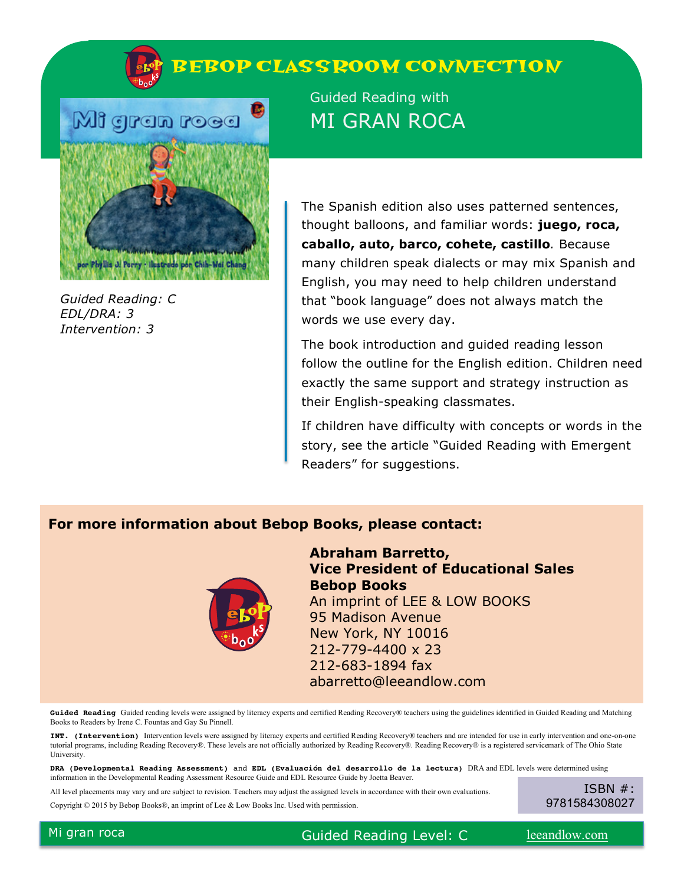# BEBOP CLASSROOM CONNECTION

Guided Reading with

## MI GRAN ROCA

*Guided Reading: C*
*EDL/DRA: 3*
*Intervention: 3*

The Spanish edition also uses patterned sentences, thought balloons, and familiar words: **juego, roca, caballo, auto, barco, cohete, castillo***.* Because many children speak dialects or may mix Spanish and English, you may need to help children understand that "book language" does not always match the words we use every day.

The book introduction and guided reading lesson follow the outline for the English edition. Children need exactly the same support and strategy instruction as their English-speaking classmates.

If children have difficulty with concepts or words in the story, see the article "Guided Reading with Emergent Readers" for suggestions.

**For more information about Bebop Books, please contact:**

**Abraham Barretto,**
**Vice President of Educational Sales**
**Bebop Books**
An imprint of LEE & LOW BOOKS
95 Madison Avenue
New York, NY 10016
212-779-4400 x 23
212-683-1894 fax
abarretto@leeandlow.com

**Guided Reading** Guided reading levels were assigned by literacy experts and certified Reading Recovery® teachers using the guidelines identified in Guided Reading and Matching Books to Readers by Irene C. Fountas and Gay Su Pinnell.

**INT. (Intervention)** Intervention levels were assigned by literacy experts and certified Reading Recovery® teachers and are intended for use in early intervention and one-on-one tutorial programs, including Reading Recovery®. These levels are not officially authorized by Reading Recovery®. Reading Recovery® is a registered servicemark of The Ohio State University.

**DRA (Developmental Reading Assessment)** and **EDL (Evaluación del desarrollo de la lectura)** DRA and EDL levels were determined using information in the Developmental Reading Assessment Resource Guide and EDL Resource Guide by Joetta Beaver.

All level placements may vary and are subject to revision. Teachers may adjust the assigned levels in accordance with their own evaluations.

Copyright © 2015 by Bebop Books®, an imprint of Lee & Low Books Inc. Used with permission.

ISBN #: 9781584308027

Mi gran roca | Guided Reading Level: C | leeandlow.com